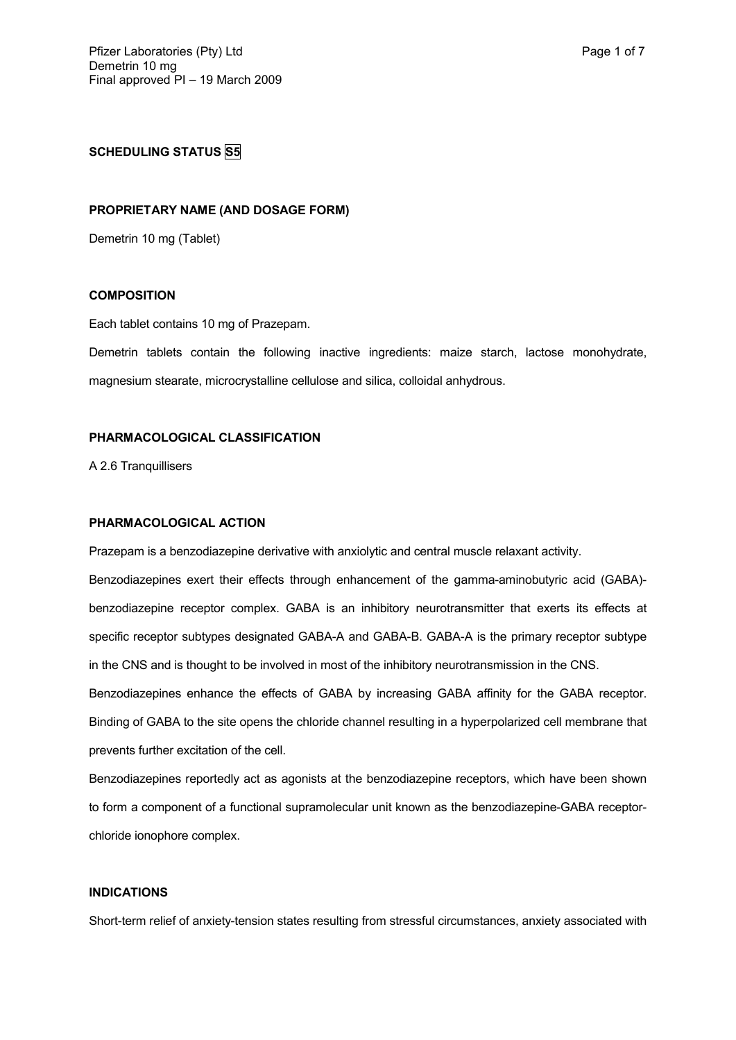**SCHEDULING STATUS S5**

**PROPRIETARY NAME (AND DOSAGE FORM)**

Demetrin 10 mg (Tablet)

**COMPOSITION**

Each tablet contains 10 mg of Prazepam.

Demetrin tablets contain the following inactive ingredients: maize starch, lactose monohydrate, magnesium stearate, microcrystalline cellulose and silica, colloidal anhydrous.

**PHARMACOLOGICAL CLASSIFICATION**

A 2.6 Tranquillisers

**PHARMACOLOGICAL ACTION**

Prazepam is a benzodiazepine derivative with anxiolytic and central muscle relaxant activity.

Benzodiazepines exert their effects through enhancement of the gamma-aminobutyric acid (GABA)-benzodiazepine receptor complex. GABA is an inhibitory neurotransmitter that exerts its effects at specific receptor subtypes designated GABA-A and GABA-B. GABA-A is the primary receptor subtype in the CNS and is thought to be involved in most of the inhibitory neurotransmission in the CNS.

Benzodiazepines enhance the effects of GABA by increasing GABA affinity for the GABA receptor. Binding of GABA to the site opens the chloride channel resulting in a hyperpolarized cell membrane that prevents further excitation of the cell.

Benzodiazepines reportedly act as agonists at the benzodiazepine receptors, which have been shown to form a component of a functional supramolecular unit known as the benzodiazepine-GABA receptor-chloride ionophore complex.

**INDICATIONS**

Short-term relief of anxiety-tension states resulting from stressful circumstances, anxiety associated with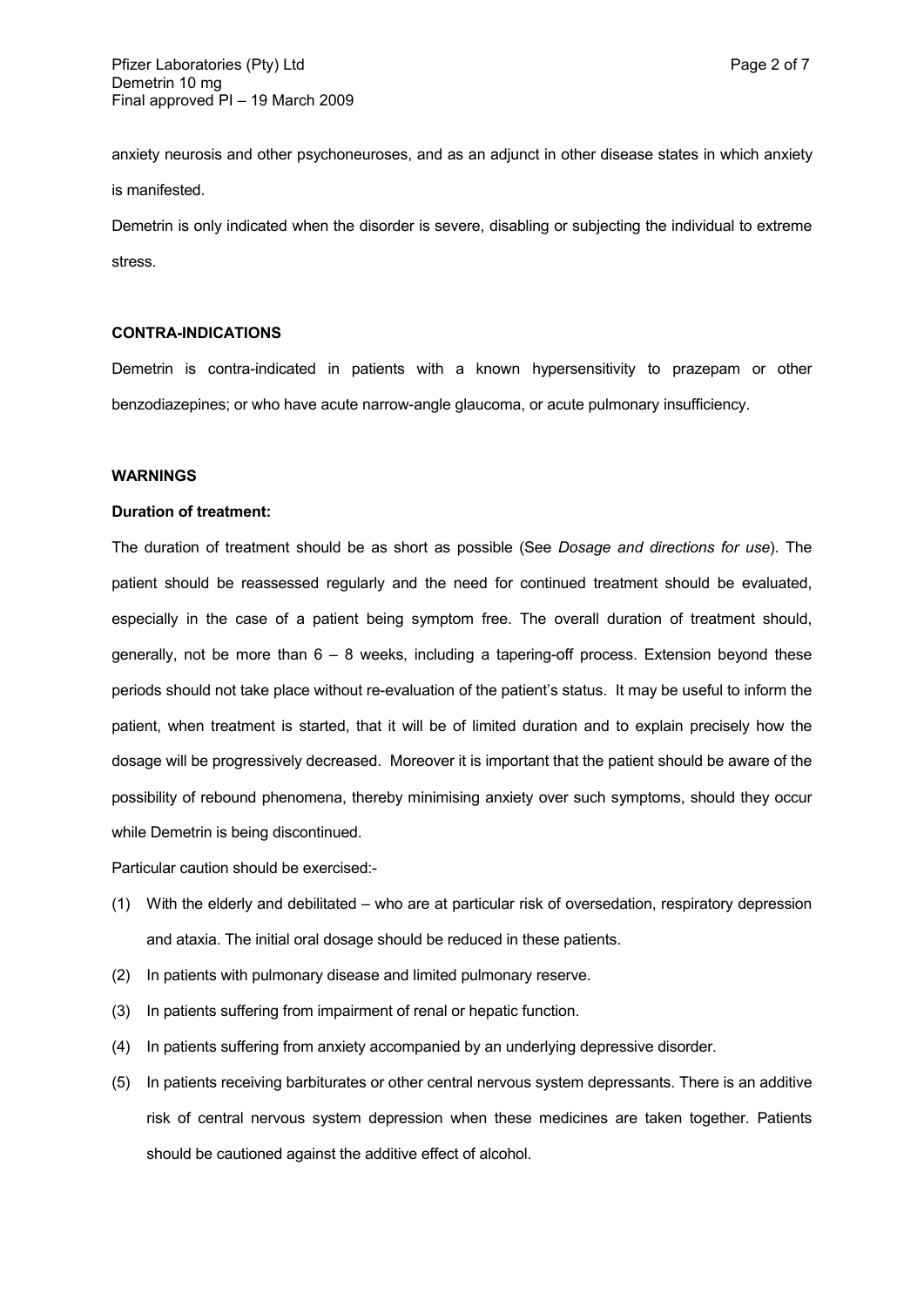anxiety neurosis and other psychoneuroses, and as an adjunct in other disease states in which anxiety is manifested.

Demetrin is only indicated when the disorder is severe, disabling or subjecting the individual to extreme stress.

## CONTRA-INDICATIONS

Demetrin is contra-indicated in patients with a known hypersensitivity to prazepam or other benzodiazepines; or who have acute narrow-angle glaucoma, or acute pulmonary insufficiency.

## WARNINGS

**Duration of treatment:**

The duration of treatment should be as short as possible (See *Dosage and directions for use*). The patient should be reassessed regularly and the need for continued treatment should be evaluated, especially in the case of a patient being symptom free. The overall duration of treatment should, generally, not be more than 6 – 8 weeks, including a tapering-off process. Extension beyond these periods should not take place without re-evaluation of the patient's status. It may be useful to inform the patient, when treatment is started, that it will be of limited duration and to explain precisely how the dosage will be progressively decreased. Moreover it is important that the patient should be aware of the possibility of rebound phenomena, thereby minimising anxiety over such symptoms, should they occur while Demetrin is being discontinued.

Particular caution should be exercised:-

(1) With the elderly and debilitated – who are at particular risk of oversedation, respiratory depression and ataxia. The initial oral dosage should be reduced in these patients.

(2) In patients with pulmonary disease and limited pulmonary reserve.

(3) In patients suffering from impairment of renal or hepatic function.

(4) In patients suffering from anxiety accompanied by an underlying depressive disorder.

(5) In patients receiving barbiturates or other central nervous system depressants. There is an additive risk of central nervous system depression when these medicines are taken together. Patients should be cautioned against the additive effect of alcohol.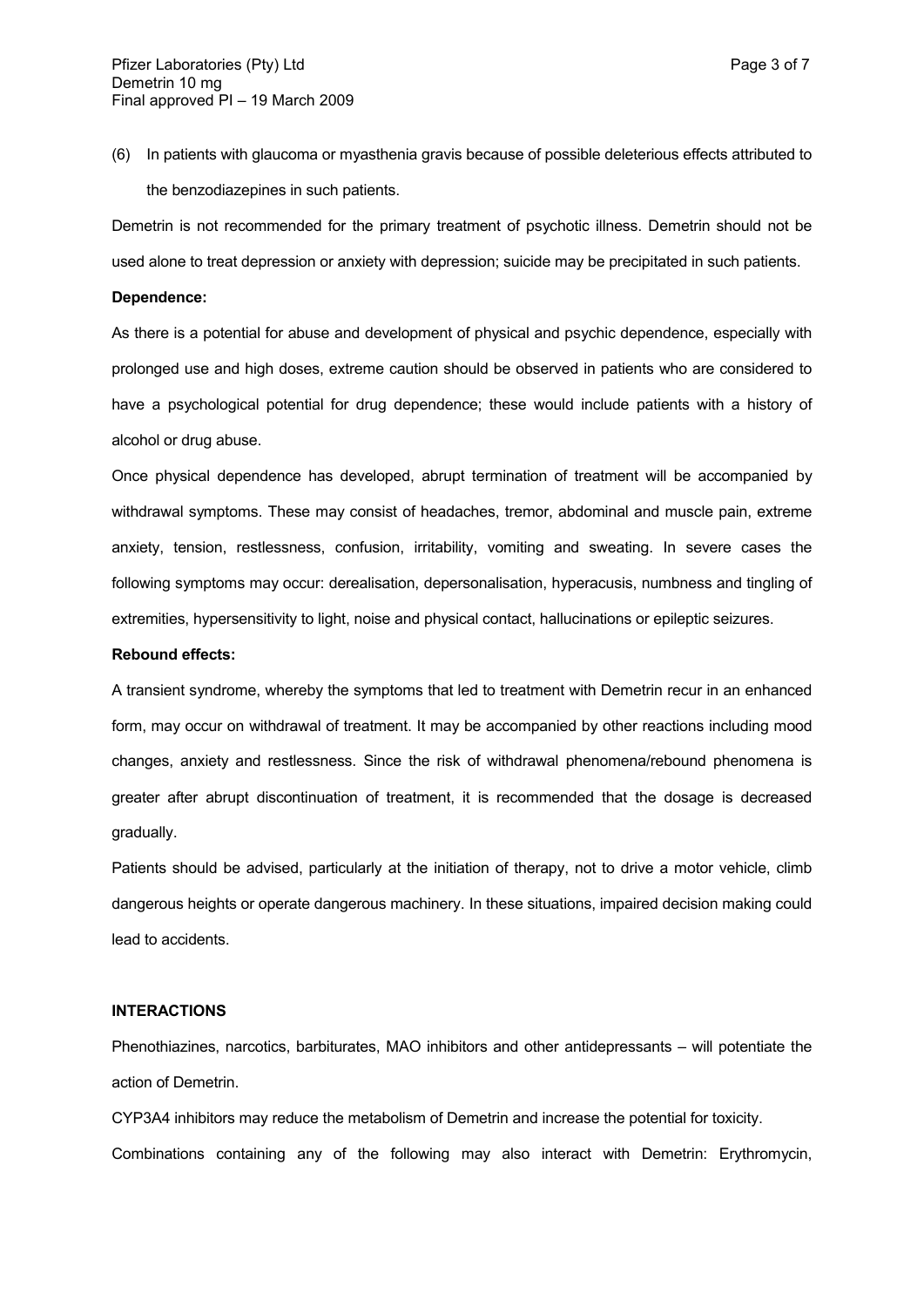(6) In patients with glaucoma or myasthenia gravis because of possible deleterious effects attributed to the benzodiazepines in such patients.

Demetrin is not recommended for the primary treatment of psychotic illness. Demetrin should not be used alone to treat depression or anxiety with depression; suicide may be precipitated in such patients.

**Dependence:**

As there is a potential for abuse and development of physical and psychic dependence, especially with prolonged use and high doses, extreme caution should be observed in patients who are considered to have a psychological potential for drug dependence; these would include patients with a history of alcohol or drug abuse.

Once physical dependence has developed, abrupt termination of treatment will be accompanied by withdrawal symptoms. These may consist of headaches, tremor, abdominal and muscle pain, extreme anxiety, tension, restlessness, confusion, irritability, vomiting and sweating. In severe cases the following symptoms may occur: derealisation, depersonalisation, hyperacusis, numbness and tingling of extremities, hypersensitivity to light, noise and physical contact, hallucinations or epileptic seizures.

**Rebound effects:**

A transient syndrome, whereby the symptoms that led to treatment with Demetrin recur in an enhanced form, may occur on withdrawal of treatment. It may be accompanied by other reactions including mood changes, anxiety and restlessness. Since the risk of withdrawal phenomena/rebound phenomena is greater after abrupt discontinuation of treatment, it is recommended that the dosage is decreased gradually.

Patients should be advised, particularly at the initiation of therapy, not to drive a motor vehicle, climb dangerous heights or operate dangerous machinery. In these situations, impaired decision making could lead to accidents.

**INTERACTIONS**

Phenothiazines, narcotics, barbiturates, MAO inhibitors and other antidepressants – will potentiate the action of Demetrin.

CYP3A4 inhibitors may reduce the metabolism of Demetrin and increase the potential for toxicity.

Combinations containing any of the following may also interact with Demetrin: Erythromycin,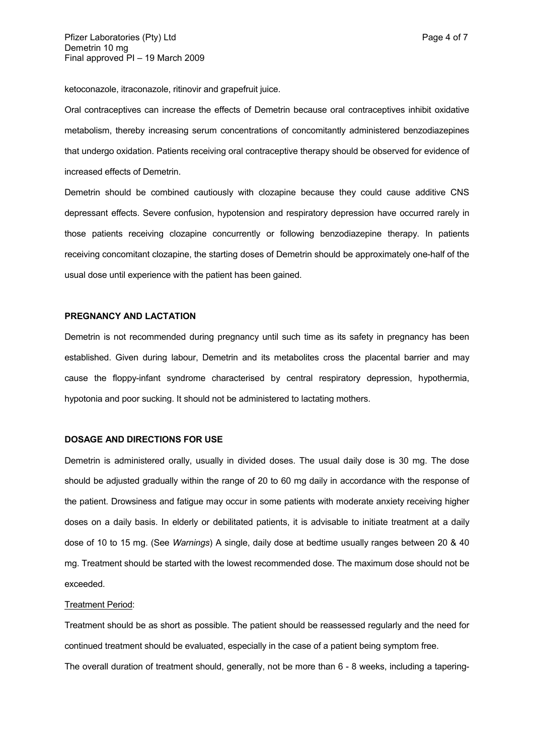ketoconazole, itraconazole, ritinovir and grapefruit juice.

Oral contraceptives can increase the effects of Demetrin because oral contraceptives inhibit oxidative metabolism, thereby increasing serum concentrations of concomitantly administered benzodiazepines that undergo oxidation. Patients receiving oral contraceptive therapy should be observed for evidence of increased effects of Demetrin.

Demetrin should be combined cautiously with clozapine because they could cause additive CNS depressant effects. Severe confusion, hypotension and respiratory depression have occurred rarely in those patients receiving clozapine concurrently or following benzodiazepine therapy. In patients receiving concomitant clozapine, the starting doses of Demetrin should be approximately one-half of the usual dose until experience with the patient has been gained.

**PREGNANCY AND LACTATION**

Demetrin is not recommended during pregnancy until such time as its safety in pregnancy has been established. Given during labour, Demetrin and its metabolites cross the placental barrier and may cause the floppy-infant syndrome characterised by central respiratory depression, hypothermia, hypotonia and poor sucking. It should not be administered to lactating mothers.

**DOSAGE AND DIRECTIONS FOR USE**

Demetrin is administered orally, usually in divided doses. The usual daily dose is 30 mg. The dose should be adjusted gradually within the range of 20 to 60 mg daily in accordance with the response of the patient. Drowsiness and fatigue may occur in some patients with moderate anxiety receiving higher doses on a daily basis. In elderly or debilitated patients, it is advisable to initiate treatment at a daily dose of 10 to 15 mg. (See *Warnings*) A single, daily dose at bedtime usually ranges between 20 & 40 mg. Treatment should be started with the lowest recommended dose. The maximum dose should not be exceeded.

<u>Treatment Period</u>:

Treatment should be as short as possible. The patient should be reassessed regularly and the need for continued treatment should be evaluated, especially in the case of a patient being symptom free.

The overall duration of treatment should, generally, not be more than 6 - 8 weeks, including a tapering-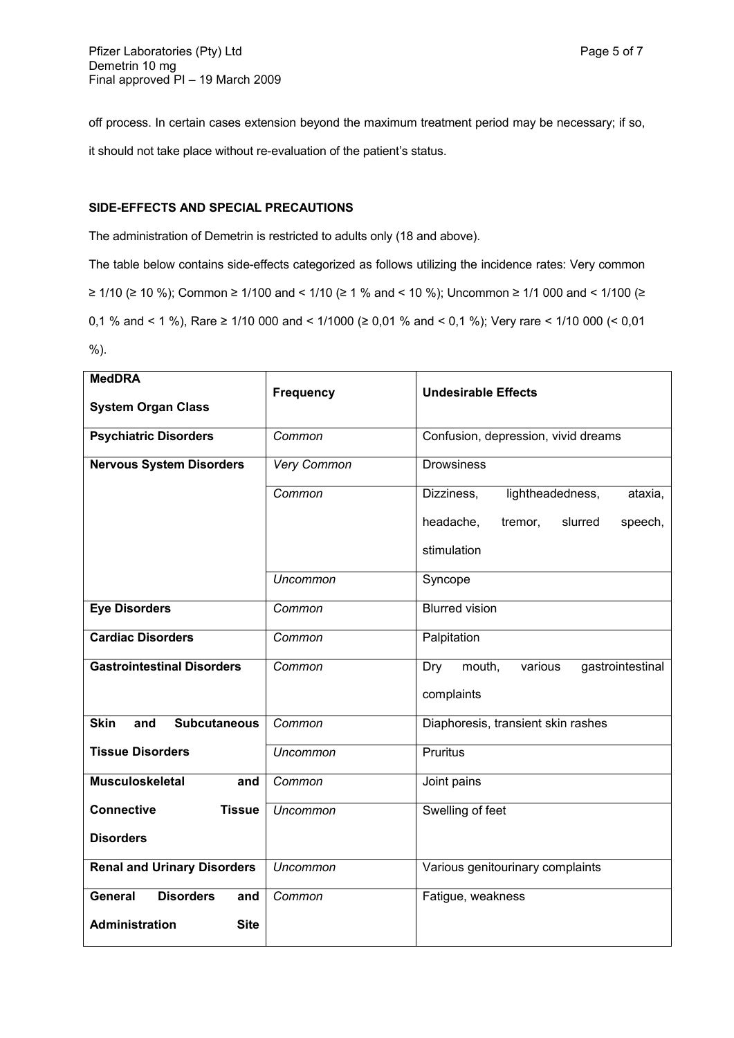off process. In certain cases extension beyond the maximum treatment period may be necessary; if so, it should not take place without re-evaluation of the patient's status.

**SIDE-EFFECTS AND SPECIAL PRECAUTIONS**

The administration of Demetrin is restricted to adults only (18 and above).

The table below contains side-effects categorized as follows utilizing the incidence rates: Very common ≥ 1/10 (≥ 10 %); Common ≥ 1/100 and < 1/10 (≥ 1 % and < 10 %); Uncommon ≥ 1/1 000 and < 1/100 (≥ 0,1 % and < 1 %), Rare ≥ 1/10 000 and < 1/1000 (≥ 0,01 % and < 0,1 %); Very rare < 1/10 000 (< 0,01 %).

| MedDRA System Organ Class | Frequency | Undesirable Effects |
|---|---|---|
| **Psychiatric Disorders** | *Common* | Confusion, depression, vivid dreams |
| **Nervous System Disorders** | *Very Common* | Drowsiness |
| | *Common* | Dizziness, lightheadedness, ataxia, headache, tremor, slurred speech, stimulation |
| | *Uncommon* | Syncope |
| **Eye Disorders** | *Common* | Blurred vision |
| **Cardiac Disorders** | *Common* | Palpitation |
| **Gastrointestinal Disorders** | *Common* | Dry mouth, various gastrointestinal complaints |
| **Skin and Subcutaneous Tissue Disorders** | *Common* | Diaphoresis, transient skin rashes |
| | *Uncommon* | Pruritus |
| **Musculoskeletal and Connective Tissue Disorders** | *Common* | Joint pains |
| | *Uncommon* | Swelling of feet |
| **Renal and Urinary Disorders** | *Uncommon* | Various genitourinary complaints |
| **General Disorders and Administration Site** | *Common* | Fatigue, weakness |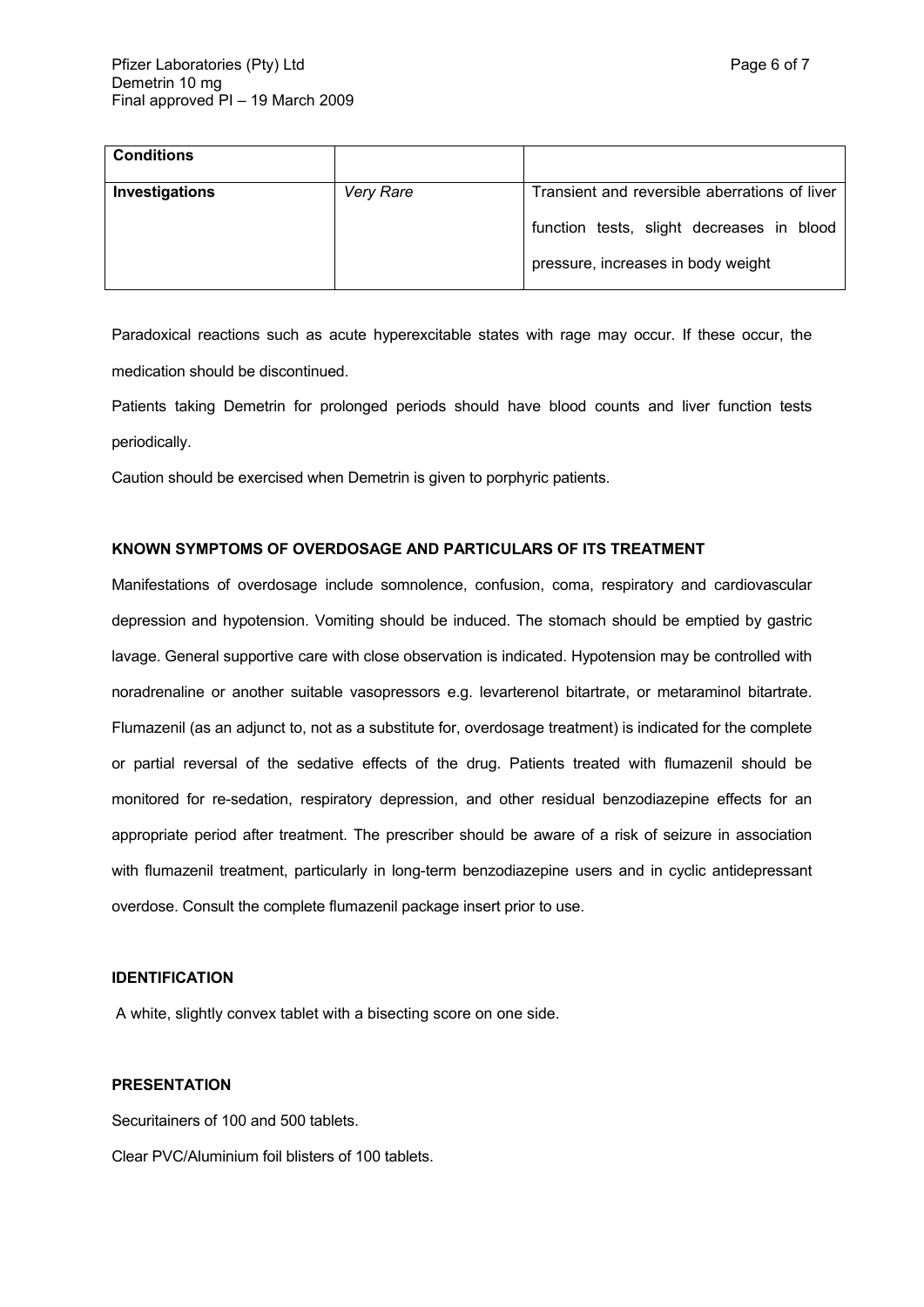| Conditions | | |
|---|---|---|
| **Investigations** | *Very Rare* | Transient and reversible aberrations of liver function tests, slight decreases in blood pressure, increases in body weight |

Paradoxical reactions such as acute hyperexcitable states with rage may occur. If these occur, the medication should be discontinued.

Patients taking Demetrin for prolonged periods should have blood counts and liver function tests periodically.

Caution should be exercised when Demetrin is given to porphyric patients.

**KNOWN SYMPTOMS OF OVERDOSAGE AND PARTICULARS OF ITS TREATMENT**

Manifestations of overdosage include somnolence, confusion, coma, respiratory and cardiovascular depression and hypotension. Vomiting should be induced. The stomach should be emptied by gastric lavage. General supportive care with close observation is indicated. Hypotension may be controlled with noradrenaline or another suitable vasopressors e.g. levarterenol bitartrate, or metaraminol bitartrate. Flumazenil (as an adjunct to, not as a substitute for, overdosage treatment) is indicated for the complete or partial reversal of the sedative effects of the drug. Patients treated with flumazenil should be monitored for re-sedation, respiratory depression, and other residual benzodiazepine effects for an appropriate period after treatment. The prescriber should be aware of a risk of seizure in association with flumazenil treatment, particularly in long-term benzodiazepine users and in cyclic antidepressant overdose. Consult the complete flumazenil package insert prior to use.

**IDENTIFICATION**

A white, slightly convex tablet with a bisecting score on one side.

**PRESENTATION**

Securitainers of 100 and 500 tablets.

Clear PVC/Aluminium foil blisters of 100 tablets.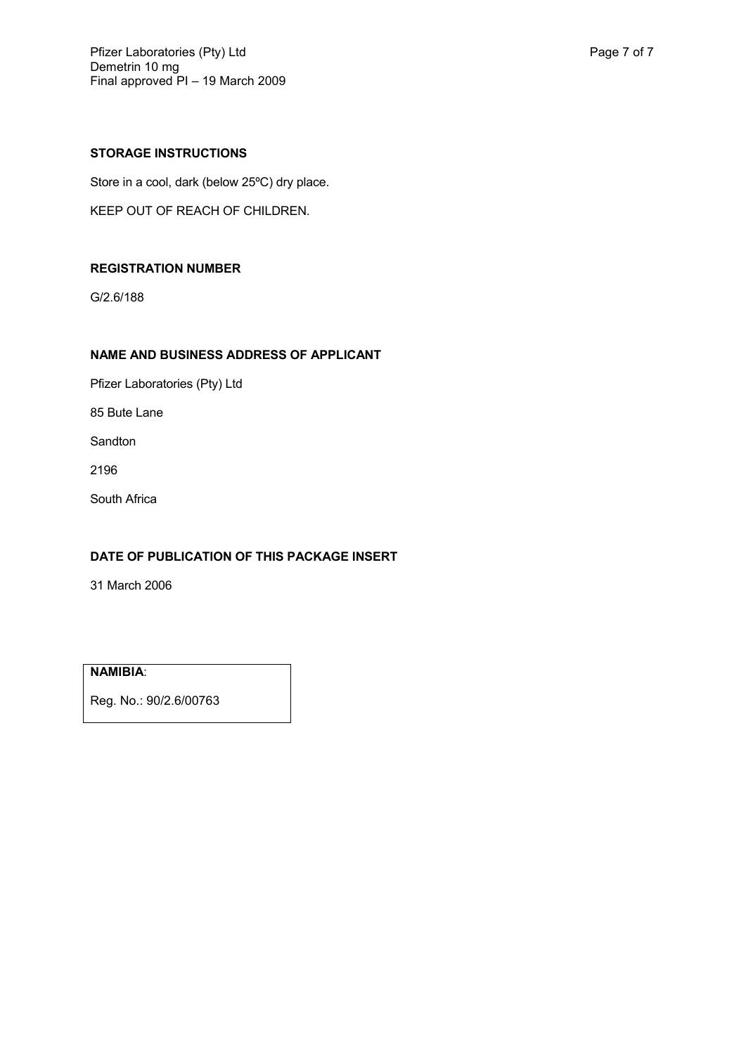**STORAGE INSTRUCTIONS**

Store in a cool, dark (below 25ºC) dry place.

KEEP OUT OF REACH OF CHILDREN.

**REGISTRATION NUMBER**

G/2.6/188

**NAME AND BUSINESS ADDRESS OF APPLICANT**

Pfizer Laboratories (Pty) Ltd

85 Bute Lane

Sandton

2196

South Africa

**DATE OF PUBLICATION OF THIS PACKAGE INSERT**

31 March 2006

**NAMIBIA**:

Reg. No.: 90/2.6/00763